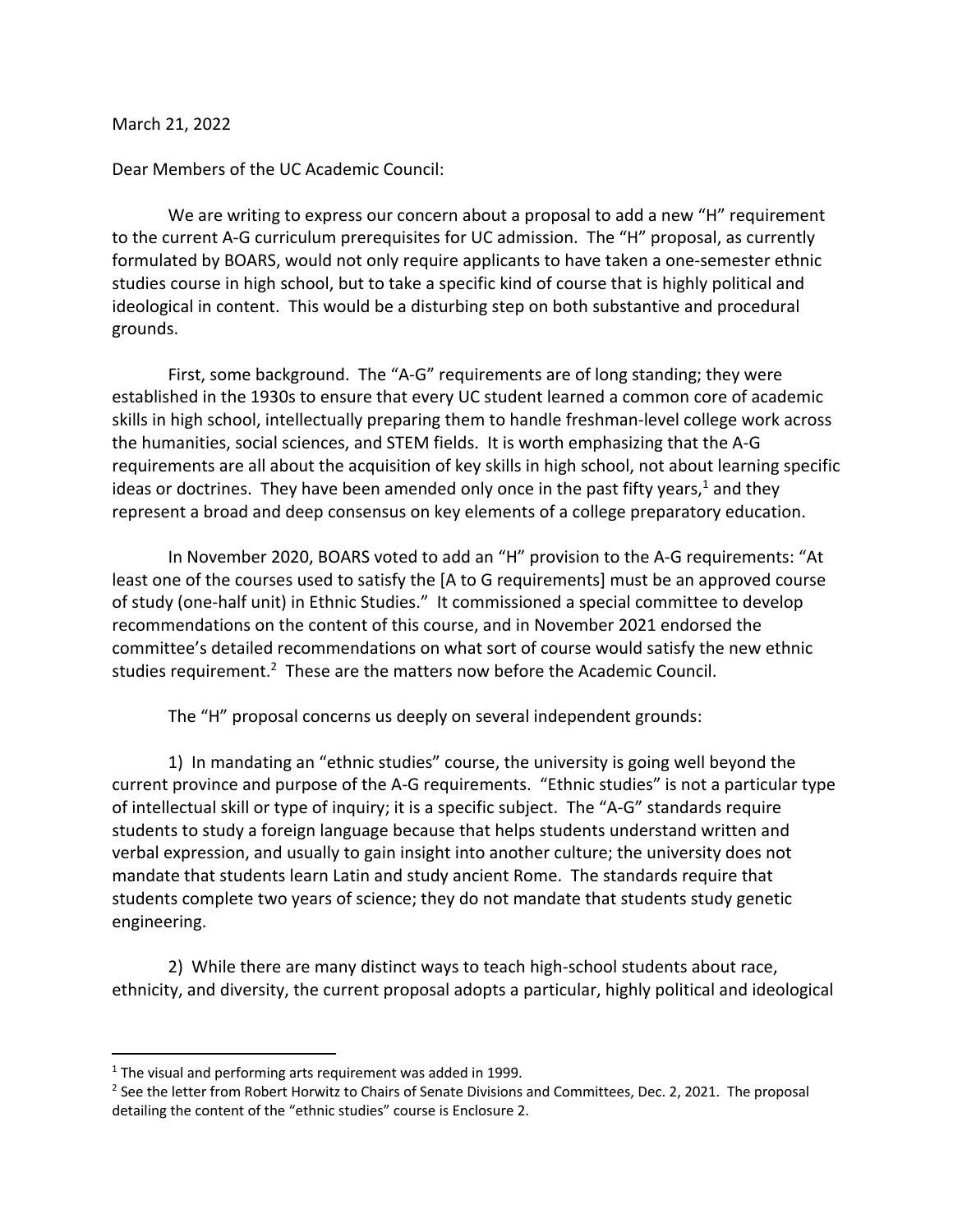March 21, 2022

Dear Members of the UC Academic Council:

We are writing to express our concern about a proposal to add a new "H" requirement to the current A-G curriculum prerequisites for UC admission. The "H" proposal, as currently formulated by BOARS, would not only require applicants to have taken a one-semester ethnic studies course in high school, but to take a specific kind of course that is highly political and ideological in content. This would be a disturbing step on both substantive and procedural grounds.

First, some background. The "A-G" requirements are of long standing; they were established in the 1930s to ensure that every UC student learned a common core of academic skills in high school, intellectually preparing them to handle freshman-level college work across the humanities, social sciences, and STEM fields. It is worth emphasizing that the A-G requirements are all about the acquisition of key skills in high school, not about learning specific ideas or doctrines. They have been amended only once in the past fifty years,[1] and they represent a broad and deep consensus on key elements of a college preparatory education.

In November 2020, BOARS voted to add an "H" provision to the A-G requirements: "At least one of the courses used to satisfy the [A to G requirements] must be an approved course of study (one-half unit) in Ethnic Studies." It commissioned a special committee to develop recommendations on the content of this course, and in November 2021 endorsed the committee's detailed recommendations on what sort of course would satisfy the new ethnic studies requirement.[2] These are the matters now before the Academic Council.

The "H" proposal concerns us deeply on several independent grounds:

1) In mandating an "ethnic studies" course, the university is going well beyond the current province and purpose of the A-G requirements. "Ethnic studies" is not a particular type of intellectual skill or type of inquiry; it is a specific subject. The "A-G" standards require students to study a foreign language because that helps students understand written and verbal expression, and usually to gain insight into another culture; the university does not mandate that students learn Latin and study ancient Rome. The standards require that students complete two years of science; they do not mandate that students study genetic engineering.

2) While there are many distinct ways to teach high-school students about race, ethnicity, and diversity, the current proposal adopts a particular, highly political and ideological

---

[1] The visual and performing arts requirement was added in 1999.

[2] See the letter from Robert Horwitz to Chairs of Senate Divisions and Committees, Dec. 2, 2021. The proposal detailing the content of the "ethnic studies" course is Enclosure 2.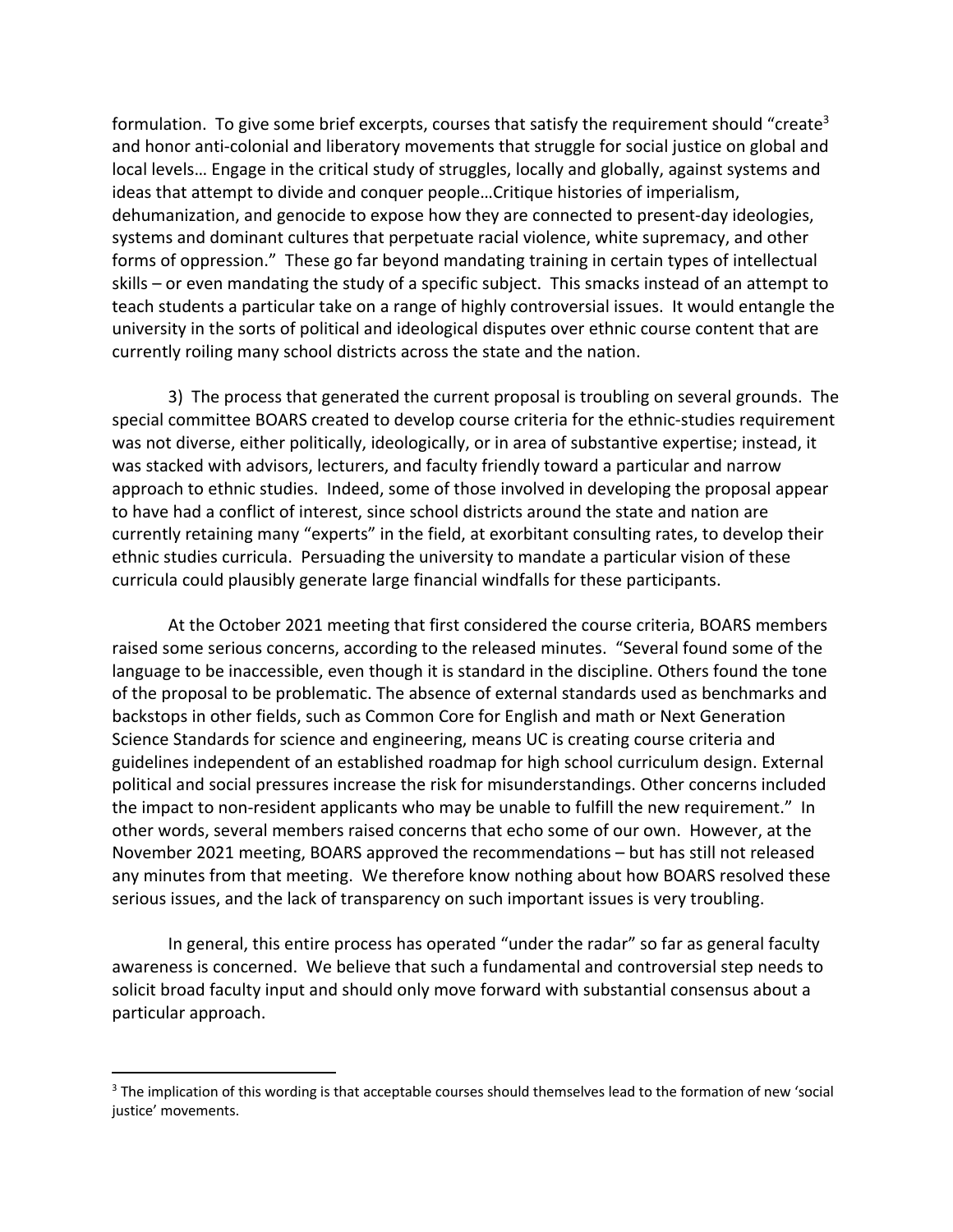formulation. To give some brief excerpts, courses that satisfy the requirement should "create[3] and honor anti-colonial and liberatory movements that struggle for social justice on global and local levels… Engage in the critical study of struggles, locally and globally, against systems and ideas that attempt to divide and conquer people…Critique histories of imperialism, dehumanization, and genocide to expose how they are connected to present-day ideologies, systems and dominant cultures that perpetuate racial violence, white supremacy, and other forms of oppression." These go far beyond mandating training in certain types of intellectual skills – or even mandating the study of a specific subject. This smacks instead of an attempt to teach students a particular take on a range of highly controversial issues. It would entangle the university in the sorts of political and ideological disputes over ethnic course content that are currently roiling many school districts across the state and the nation.

3) The process that generated the current proposal is troubling on several grounds. The special committee BOARS created to develop course criteria for the ethnic-studies requirement was not diverse, either politically, ideologically, or in area of substantive expertise; instead, it was stacked with advisors, lecturers, and faculty friendly toward a particular and narrow approach to ethnic studies. Indeed, some of those involved in developing the proposal appear to have had a conflict of interest, since school districts around the state and nation are currently retaining many "experts" in the field, at exorbitant consulting rates, to develop their ethnic studies curricula. Persuading the university to mandate a particular vision of these curricula could plausibly generate large financial windfalls for these participants.

At the October 2021 meeting that first considered the course criteria, BOARS members raised some serious concerns, according to the released minutes. "Several found some of the language to be inaccessible, even though it is standard in the discipline. Others found the tone of the proposal to be problematic. The absence of external standards used as benchmarks and backstops in other fields, such as Common Core for English and math or Next Generation Science Standards for science and engineering, means UC is creating course criteria and guidelines independent of an established roadmap for high school curriculum design. External political and social pressures increase the risk for misunderstandings. Other concerns included the impact to non-resident applicants who may be unable to fulfill the new requirement." In other words, several members raised concerns that echo some of our own. However, at the November 2021 meeting, BOARS approved the recommendations – but has still not released any minutes from that meeting. We therefore know nothing about how BOARS resolved these serious issues, and the lack of transparency on such important issues is very troubling.

In general, this entire process has operated "under the radar" so far as general faculty awareness is concerned. We believe that such a fundamental and controversial step needs to solicit broad faculty input and should only move forward with substantial consensus about a particular approach.

[3] The implication of this wording is that acceptable courses should themselves lead to the formation of new 'social justice' movements.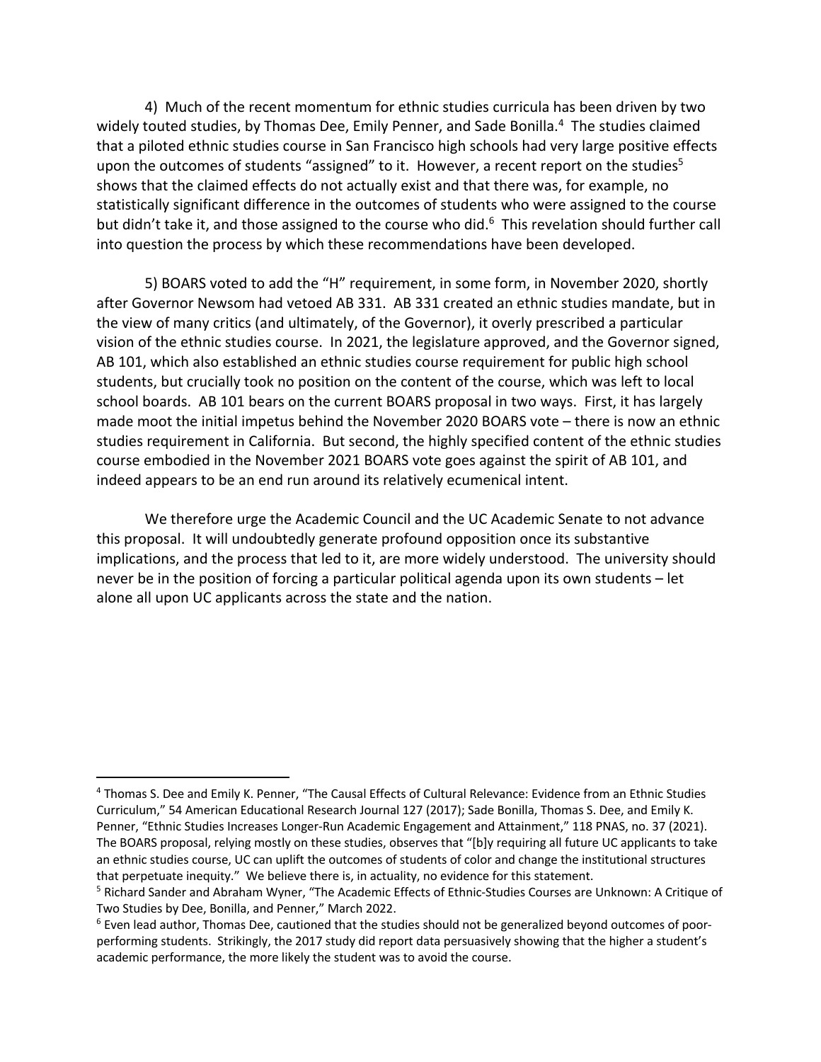4) Much of the recent momentum for ethnic studies curricula has been driven by two widely touted studies, by Thomas Dee, Emily Penner, and Sade Bonilla.[4] The studies claimed that a piloted ethnic studies course in San Francisco high schools had very large positive effects upon the outcomes of students "assigned" to it. However, a recent report on the studies[5] shows that the claimed effects do not actually exist and that there was, for example, no statistically significant difference in the outcomes of students who were assigned to the course but didn't take it, and those assigned to the course who did.[6] This revelation should further call into question the process by which these recommendations have been developed.

5) BOARS voted to add the "H" requirement, in some form, in November 2020, shortly after Governor Newsom had vetoed AB 331. AB 331 created an ethnic studies mandate, but in the view of many critics (and ultimately, of the Governor), it overly prescribed a particular vision of the ethnic studies course. In 2021, the legislature approved, and the Governor signed, AB 101, which also established an ethnic studies course requirement for public high school students, but crucially took no position on the content of the course, which was left to local school boards. AB 101 bears on the current BOARS proposal in two ways. First, it has largely made moot the initial impetus behind the November 2020 BOARS vote – there is now an ethnic studies requirement in California. But second, the highly specified content of the ethnic studies course embodied in the November 2021 BOARS vote goes against the spirit of AB 101, and indeed appears to be an end run around its relatively ecumenical intent.

We therefore urge the Academic Council and the UC Academic Senate to not advance this proposal. It will undoubtedly generate profound opposition once its substantive implications, and the process that led to it, are more widely understood. The university should never be in the position of forcing a particular political agenda upon its own students – let alone all upon UC applicants across the state and the nation.

---

[4] Thomas S. Dee and Emily K. Penner, "The Causal Effects of Cultural Relevance: Evidence from an Ethnic Studies Curriculum," 54 American Educational Research Journal 127 (2017); Sade Bonilla, Thomas S. Dee, and Emily K. Penner, "Ethnic Studies Increases Longer-Run Academic Engagement and Attainment," 118 PNAS, no. 37 (2021). The BOARS proposal, relying mostly on these studies, observes that "[b]y requiring all future UC applicants to take an ethnic studies course, UC can uplift the outcomes of students of color and change the institutional structures that perpetuate inequity." We believe there is, in actuality, no evidence for this statement.

[5] Richard Sander and Abraham Wyner, "The Academic Effects of Ethnic-Studies Courses are Unknown: A Critique of Two Studies by Dee, Bonilla, and Penner," March 2022.

[6] Even lead author, Thomas Dee, cautioned that the studies should not be generalized beyond outcomes of poor-performing students. Strikingly, the 2017 study did report data persuasively showing that the higher a student's academic performance, the more likely the student was to avoid the course.